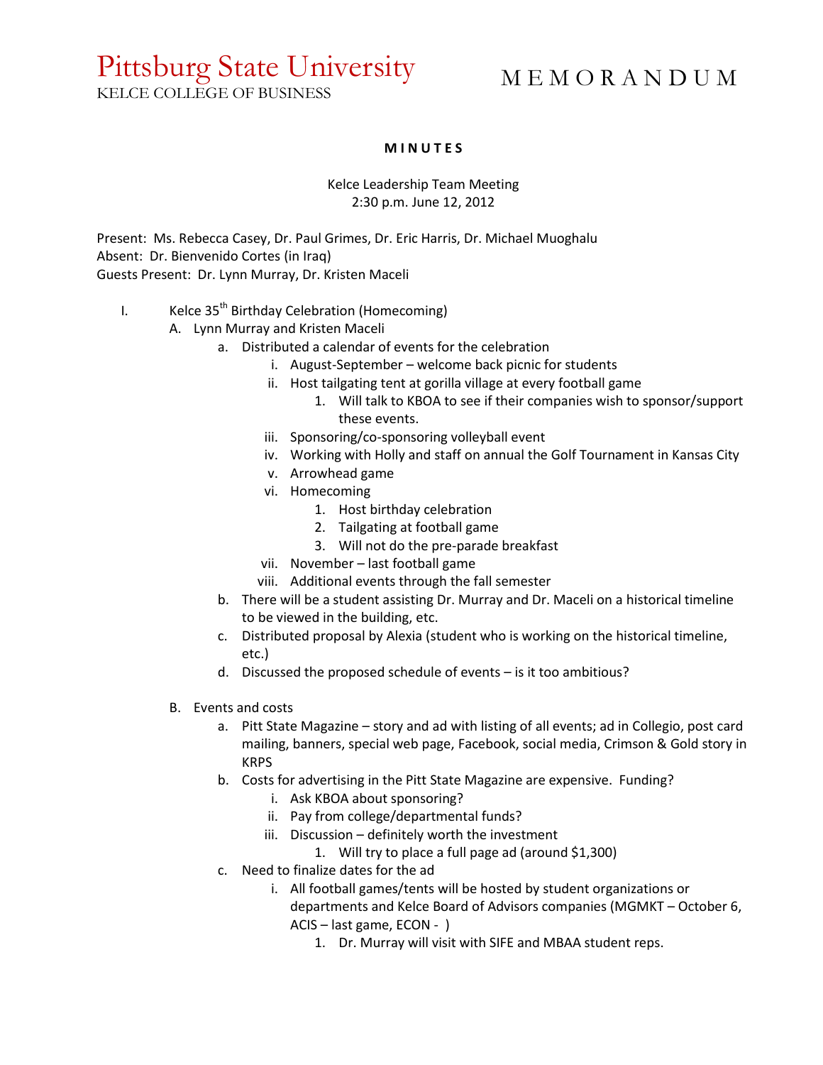# Pittsburg State University

KELCE COLLEGE OF BUSINESS

M E M O R A N D U M

**M I N U T E S**

Kelce Leadership Team Meeting
2:30 p.m. June 12, 2012

Present: Ms. Rebecca Casey, Dr. Paul Grimes, Dr. Eric Harris, Dr. Michael Muoghalu
Absent: Dr. Bienvenido Cortes (in Iraq)
Guests Present: Dr. Lynn Murray, Dr. Kristen Maceli

I. Kelce 35th Birthday Celebration (Homecoming)
   A. Lynn Murray and Kristen Maceli
      a. Distributed a calendar of events for the celebration
         i. August-September – welcome back picnic for students
         ii. Host tailgating tent at gorilla village at every football game
            1. Will talk to KBOA to see if their companies wish to sponsor/support these events.
         iii. Sponsoring/co-sponsoring volleyball event
         iv. Working with Holly and staff on annual the Golf Tournament in Kansas City
         v. Arrowhead game
         vi. Homecoming
            1. Host birthday celebration
            2. Tailgating at football game
            3. Will not do the pre-parade breakfast
         vii. November – last football game
         viii. Additional events through the fall semester
      b. There will be a student assisting Dr. Murray and Dr. Maceli on a historical timeline to be viewed in the building, etc.
      c. Distributed proposal by Alexia (student who is working on the historical timeline, etc.)
      d. Discussed the proposed schedule of events – is it too ambitious?

   B. Events and costs
      a. Pitt State Magazine – story and ad with listing of all events; ad in Collegio, post card mailing, banners, special web page, Facebook, social media, Crimson & Gold story in KRPS
      b. Costs for advertising in the Pitt State Magazine are expensive. Funding?
         i. Ask KBOA about sponsoring?
         ii. Pay from college/departmental funds?
         iii. Discussion – definitely worth the investment
            1. Will try to place a full page ad (around $1,300)
      c. Need to finalize dates for the ad
         i. All football games/tents will be hosted by student organizations or departments and Kelce Board of Advisors companies (MGMKT – October 6, ACIS – last game, ECON - )
            1. Dr. Murray will visit with SIFE and MBAA student reps.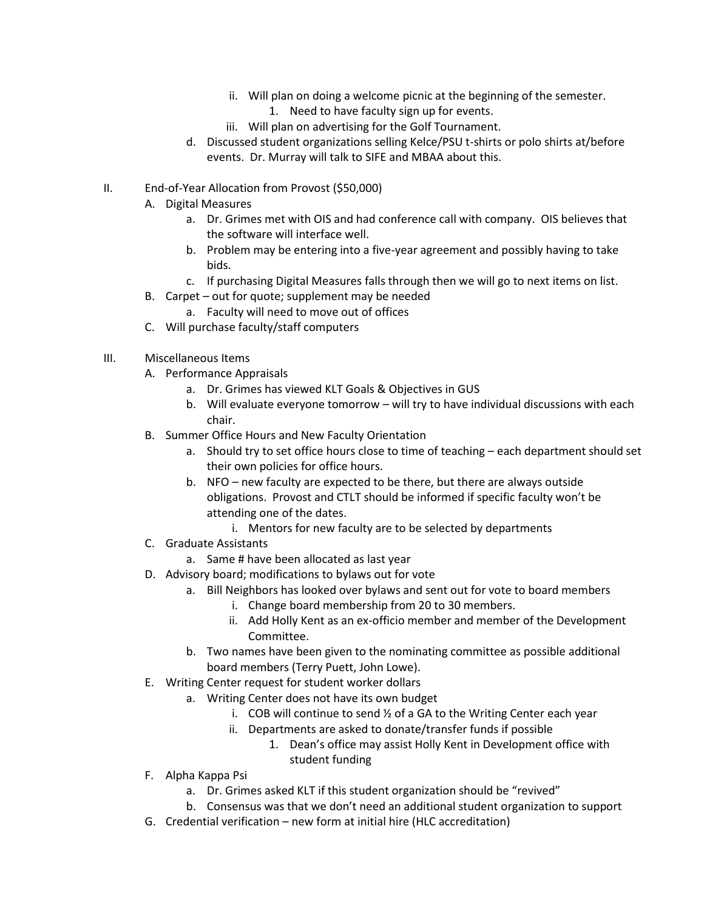ii. Will plan on doing a welcome picnic at the beginning of the semester.
            1. Need to have faculty sign up for events.
        iii. Will plan on advertising for the Golf Tournament.
    d. Discussed student organizations selling Kelce/PSU t-shirts or polo shirts at/before events. Dr. Murray will talk to SIFE and MBAA about this.

II. End-of-Year Allocation from Provost ($50,000)
  A. Digital Measures
    a. Dr. Grimes met with OIS and had conference call with company. OIS believes that the software will interface well.
    b. Problem may be entering into a five-year agreement and possibly having to take bids.
    c. If purchasing Digital Measures falls through then we will go to next items on list.
  B. Carpet – out for quote; supplement may be needed
    a. Faculty will need to move out of offices
  C. Will purchase faculty/staff computers

III. Miscellaneous Items
  A. Performance Appraisals
    a. Dr. Grimes has viewed KLT Goals & Objectives in GUS
    b. Will evaluate everyone tomorrow – will try to have individual discussions with each chair.
  B. Summer Office Hours and New Faculty Orientation
    a. Should try to set office hours close to time of teaching – each department should set their own policies for office hours.
    b. NFO – new faculty are expected to be there, but there are always outside obligations. Provost and CTLT should be informed if specific faculty won't be attending one of the dates.
      i. Mentors for new faculty are to be selected by departments
  C. Graduate Assistants
    a. Same # have been allocated as last year
  D. Advisory board; modifications to bylaws out for vote
    a. Bill Neighbors has looked over bylaws and sent out for vote to board members
      i. Change board membership from 20 to 30 members.
      ii. Add Holly Kent as an ex-officio member and member of the Development Committee.
    b. Two names have been given to the nominating committee as possible additional board members (Terry Puett, John Lowe).
  E. Writing Center request for student worker dollars
    a. Writing Center does not have its own budget
      i. COB will continue to send ½ of a GA to the Writing Center each year
      ii. Departments are asked to donate/transfer funds if possible
        1. Dean's office may assist Holly Kent in Development office with student funding
  F. Alpha Kappa Psi
    a. Dr. Grimes asked KLT if this student organization should be "revived"
    b. Consensus was that we don't need an additional student organization to support
  G. Credential verification – new form at initial hire (HLC accreditation)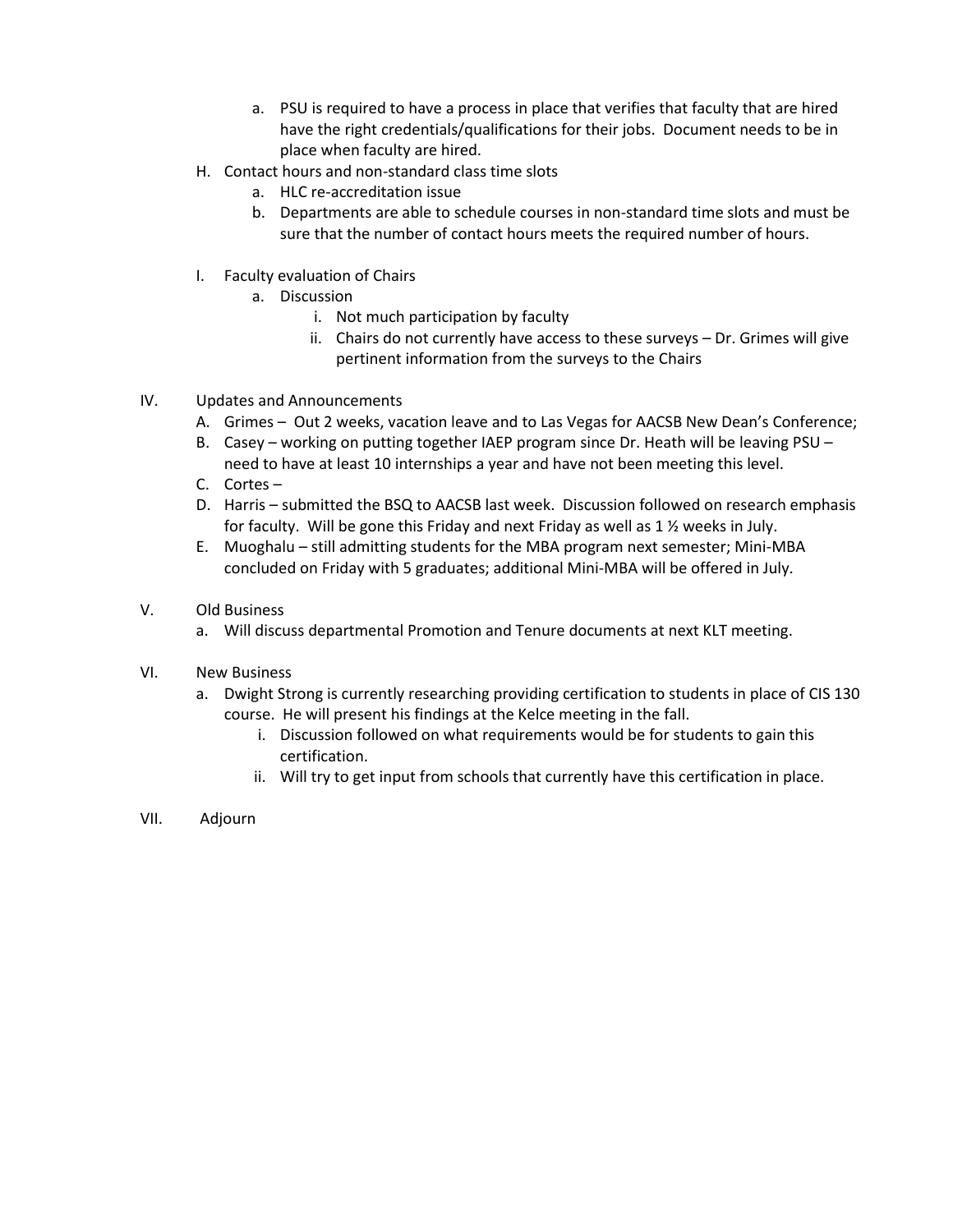a. PSU is required to have a process in place that verifies that faculty that are hired have the right credentials/qualifications for their jobs. Document needs to be in place when faculty are hired.

H. Contact hours and non-standard class time slots
   a. HLC re-accreditation issue
   b. Departments are able to schedule courses in non-standard time slots and must be sure that the number of contact hours meets the required number of hours.

I. Faculty evaluation of Chairs
   a. Discussion
      i. Not much participation by faculty
      ii. Chairs do not currently have access to these surveys – Dr. Grimes will give pertinent information from the surveys to the Chairs

IV. Updates and Announcements
   A. Grimes – Out 2 weeks, vacation leave and to Las Vegas for AACSB New Dean's Conference;
   B. Casey – working on putting together IAEP program since Dr. Heath will be leaving PSU – need to have at least 10 internships a year and have not been meeting this level.
   C. Cortes –
   D. Harris – submitted the BSQ to AACSB last week. Discussion followed on research emphasis for faculty. Will be gone this Friday and next Friday as well as 1 ½ weeks in July.
   E. Muoghalu – still admitting students for the MBA program next semester; Mini-MBA concluded on Friday with 5 graduates; additional Mini-MBA will be offered in July.

V. Old Business
   a. Will discuss departmental Promotion and Tenure documents at next KLT meeting.

VI. New Business
   a. Dwight Strong is currently researching providing certification to students in place of CIS 130 course. He will present his findings at the Kelce meeting in the fall.
      i. Discussion followed on what requirements would be for students to gain this certification.
      ii. Will try to get input from schools that currently have this certification in place.

VII. Adjourn